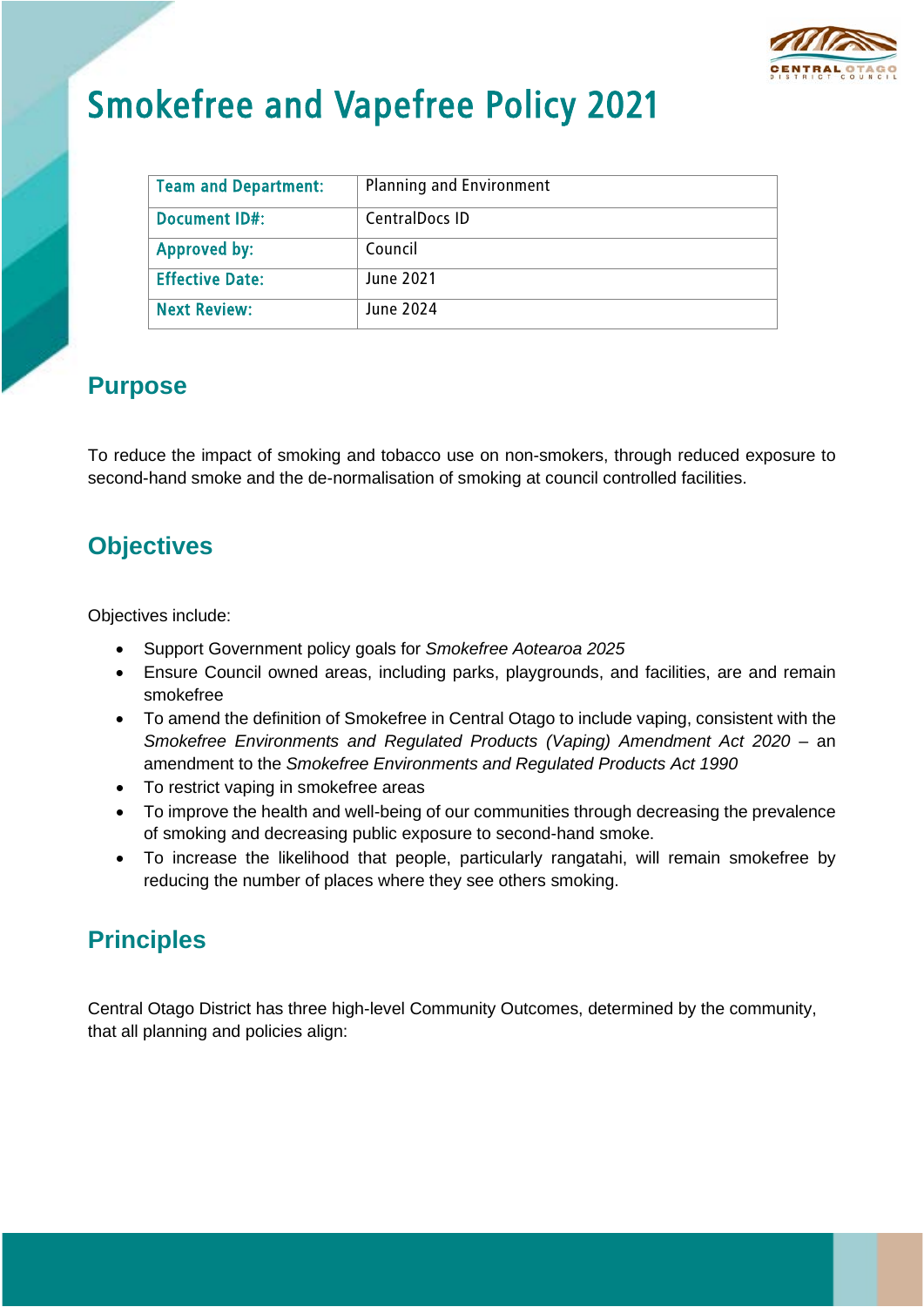# Smokefree and Vapefree Policy 2021

| Team and Department: | Planning and Environment |
|---|---|
| Document ID#: | CentralDocs ID |
| Approved by: | Council |
| Effective Date: | June 2021 |
| Next Review: | June 2024 |

## Purpose

To reduce the impact of smoking and tobacco use on non-smokers, through reduced exposure to second-hand smoke and the de-normalisation of smoking at council controlled facilities.

## Objectives

Objectives include:

- Support Government policy goals for *Smokefree Aotearoa 2025*
- Ensure Council owned areas, including parks, playgrounds, and facilities, are and remain smokefree
- To amend the definition of Smokefree in Central Otago to include vaping, consistent with the *Smokefree Environments and Regulated Products (Vaping) Amendment Act 2020* – an amendment to the *Smokefree Environments and Regulated Products Act 1990*
- To restrict vaping in smokefree areas
- To improve the health and well-being of our communities through decreasing the prevalence of smoking and decreasing public exposure to second-hand smoke.
- To increase the likelihood that people, particularly rangatahi, will remain smokefree by reducing the number of places where they see others smoking.

## Principles

Central Otago District has three high-level Community Outcomes, determined by the community, that all planning and policies align: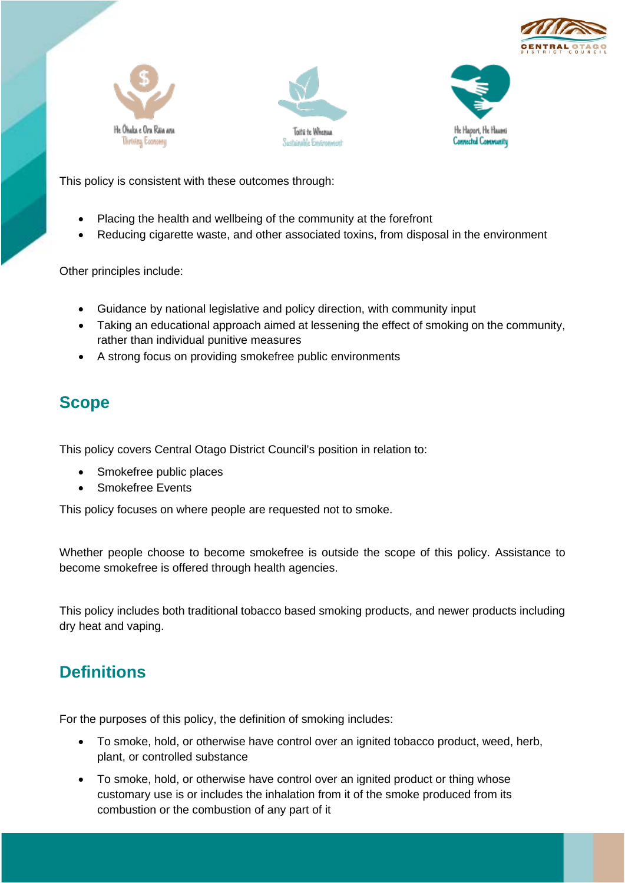He Ōhaka e Ora Rāia ana
Thriving Economy

Toitū te Whenua
Sustainable Environment

He Hapori, He Hauora
Connected Community

This policy is consistent with these outcomes through:

- Placing the health and wellbeing of the community at the forefront
- Reducing cigarette waste, and other associated toxins, from disposal in the environment

Other principles include:

- Guidance by national legislative and policy direction, with community input
- Taking an educational approach aimed at lessening the effect of smoking on the community, rather than individual punitive measures
- A strong focus on providing smokefree public environments

## Scope

This policy covers Central Otago District Council's position in relation to:

- Smokefree public places
- Smokefree Events

This policy focuses on where people are requested not to smoke.

Whether people choose to become smokefree is outside the scope of this policy. Assistance to become smokefree is offered through health agencies.

This policy includes both traditional tobacco based smoking products, and newer products including dry heat and vaping.

## Definitions

For the purposes of this policy, the definition of smoking includes:

- To smoke, hold, or otherwise have control over an ignited tobacco product, weed, herb, plant, or controlled substance
- To smoke, hold, or otherwise have control over an ignited product or thing whose customary use is or includes the inhalation from it of the smoke produced from its combustion or the combustion of any part of it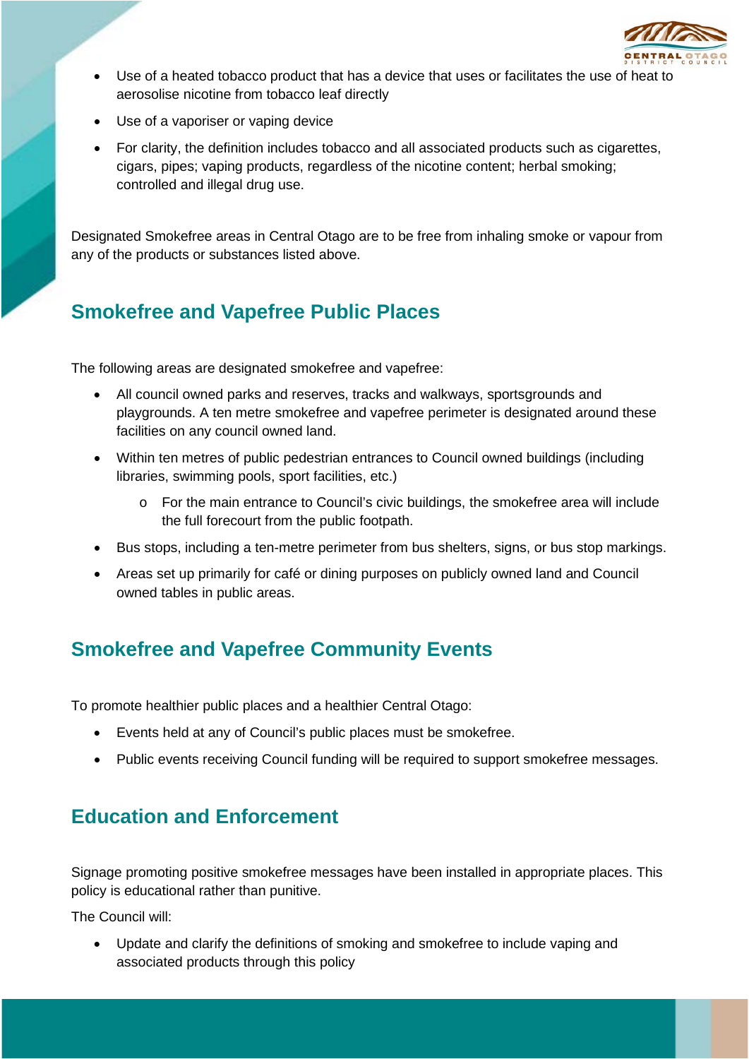- Use of a heated tobacco product that has a device that uses or facilitates the use of heat to aerosolise nicotine from tobacco leaf directly
- Use of a vaporiser or vaping device
- For clarity, the definition includes tobacco and all associated products such as cigarettes, cigars, pipes; vaping products, regardless of the nicotine content; herbal smoking; controlled and illegal drug use.

Designated Smokefree areas in Central Otago are to be free from inhaling smoke or vapour from any of the products or substances listed above.

## Smokefree and Vapefree Public Places

The following areas are designated smokefree and vapefree:

- All council owned parks and reserves, tracks and walkways, sportsgrounds and playgrounds. A ten metre smokefree and vapefree perimeter is designated around these facilities on any council owned land.
- Within ten metres of public pedestrian entrances to Council owned buildings (including libraries, swimming pools, sport facilities, etc.)
  - For the main entrance to Council's civic buildings, the smokefree area will include the full forecourt from the public footpath.
- Bus stops, including a ten-metre perimeter from bus shelters, signs, or bus stop markings.
- Areas set up primarily for café or dining purposes on publicly owned land and Council owned tables in public areas.

## Smokefree and Vapefree Community Events

To promote healthier public places and a healthier Central Otago:

- Events held at any of Council's public places must be smokefree.
- Public events receiving Council funding will be required to support smokefree messages.

## Education and Enforcement

Signage promoting positive smokefree messages have been installed in appropriate places. This policy is educational rather than punitive.

The Council will:

- Update and clarify the definitions of smoking and smokefree to include vaping and associated products through this policy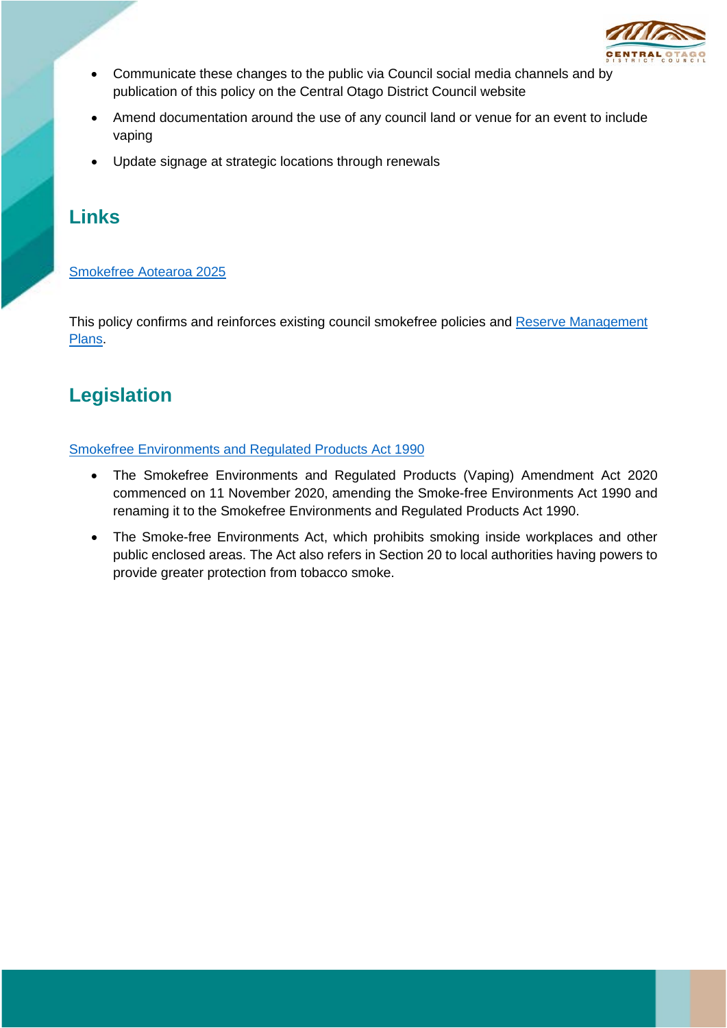- Communicate these changes to the public via Council social media channels and by publication of this policy on the Central Otago District Council website
- Amend documentation around the use of any council land or venue for an event to include vaping
- Update signage at strategic locations through renewals

## Links

Smokefree Aotearoa 2025

This policy confirms and reinforces existing council smokefree policies and Reserve Management Plans.

## Legislation

Smokefree Environments and Regulated Products Act 1990

- The Smokefree Environments and Regulated Products (Vaping) Amendment Act 2020 commenced on 11 November 2020, amending the Smoke-free Environments Act 1990 and renaming it to the Smokefree Environments and Regulated Products Act 1990.
- The Smoke-free Environments Act, which prohibits smoking inside workplaces and other public enclosed areas. The Act also refers in Section 20 to local authorities having powers to provide greater protection from tobacco smoke.